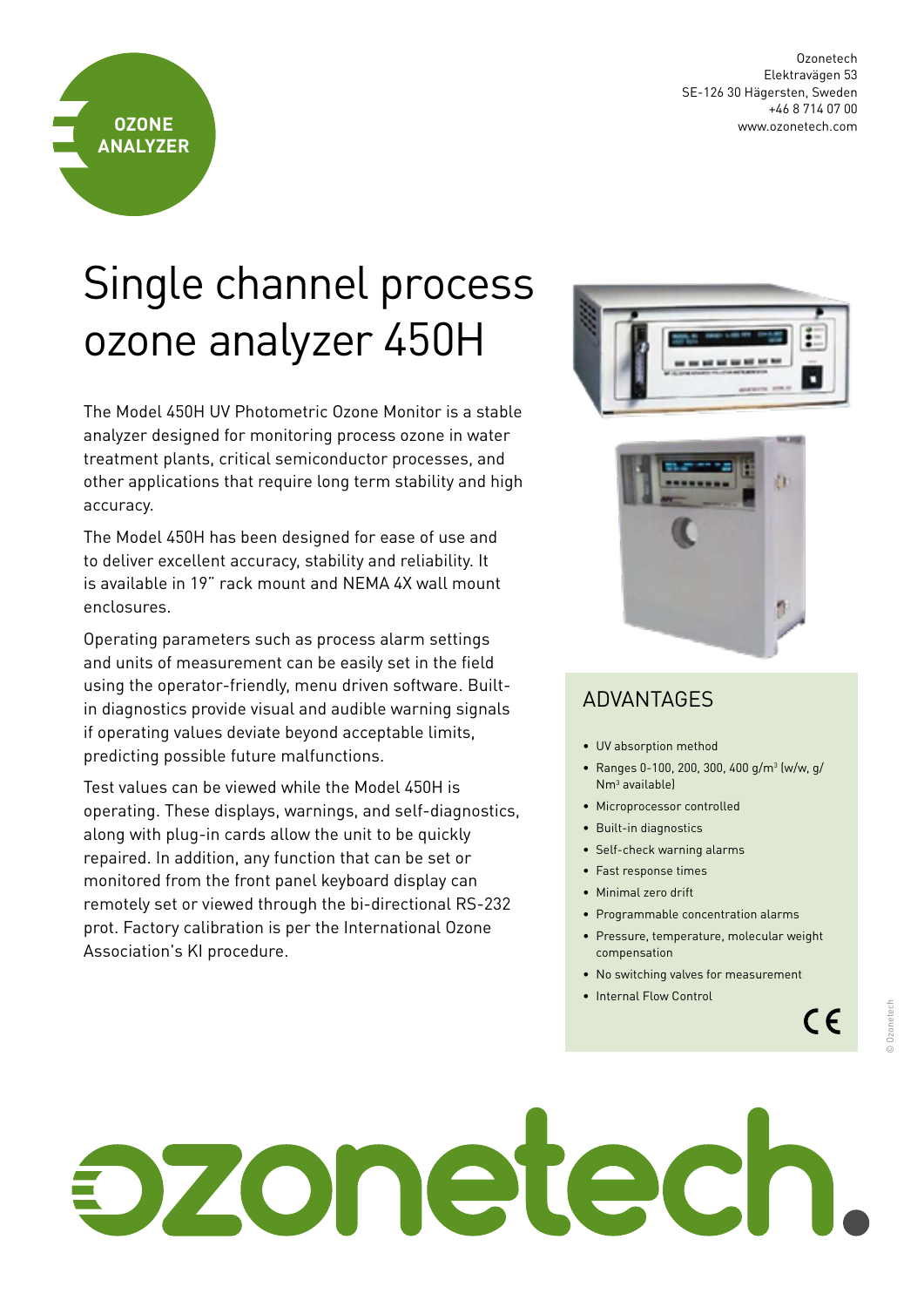OZONE ANALYZER

Ozonetech
Elektravägen 53
SE-126 30 Hägersten, Sweden
+46 8 714 07 00
www.ozonetech.com

# Single channel process ozone analyzer 450H

The Model 450H UV Photometric Ozone Monitor is a stable analyzer designed for monitoring process ozone in water treatment plants, critical semiconductor processes, and other applications that require long term stability and high accuracy.

The Model 450H has been designed for ease of use and to deliver excellent accuracy, stability and reliability. It is available in 19" rack mount and NEMA 4X wall mount enclosures.

Operating parameters such as process alarm settings and units of measurement can be easily set in the field using the operator-friendly, menu driven software. Built-in diagnostics provide visual and audible warning signals if operating values deviate beyond acceptable limits, predicting possible future malfunctions.

Test values can be viewed while the Model 450H is operating. These displays, warnings, and self-diagnostics, along with plug-in cards allow the unit to be quickly repaired. In addition, any function that can be set or monitored from the front panel keyboard display can remotely set or viewed through the bi-directional RS-232 prot. Factory calibration is per the International Ozone Association's KI procedure.

## ADVANTAGES

- UV absorption method
- Ranges 0-100, 200, 300, 400 g/m$^3$ (w/w, g/Nm$^3$ available)
- Microprocessor controlled
- Built-in diagnostics
- Self-check warning alarms
- Fast response times
- Minimal zero drift
- Programmable concentration alarms
- Pressure, temperature, molecular weight compensation
- No switching valves for measurement
- Internal Flow Control

CE

© Ozonetech

ozonetech.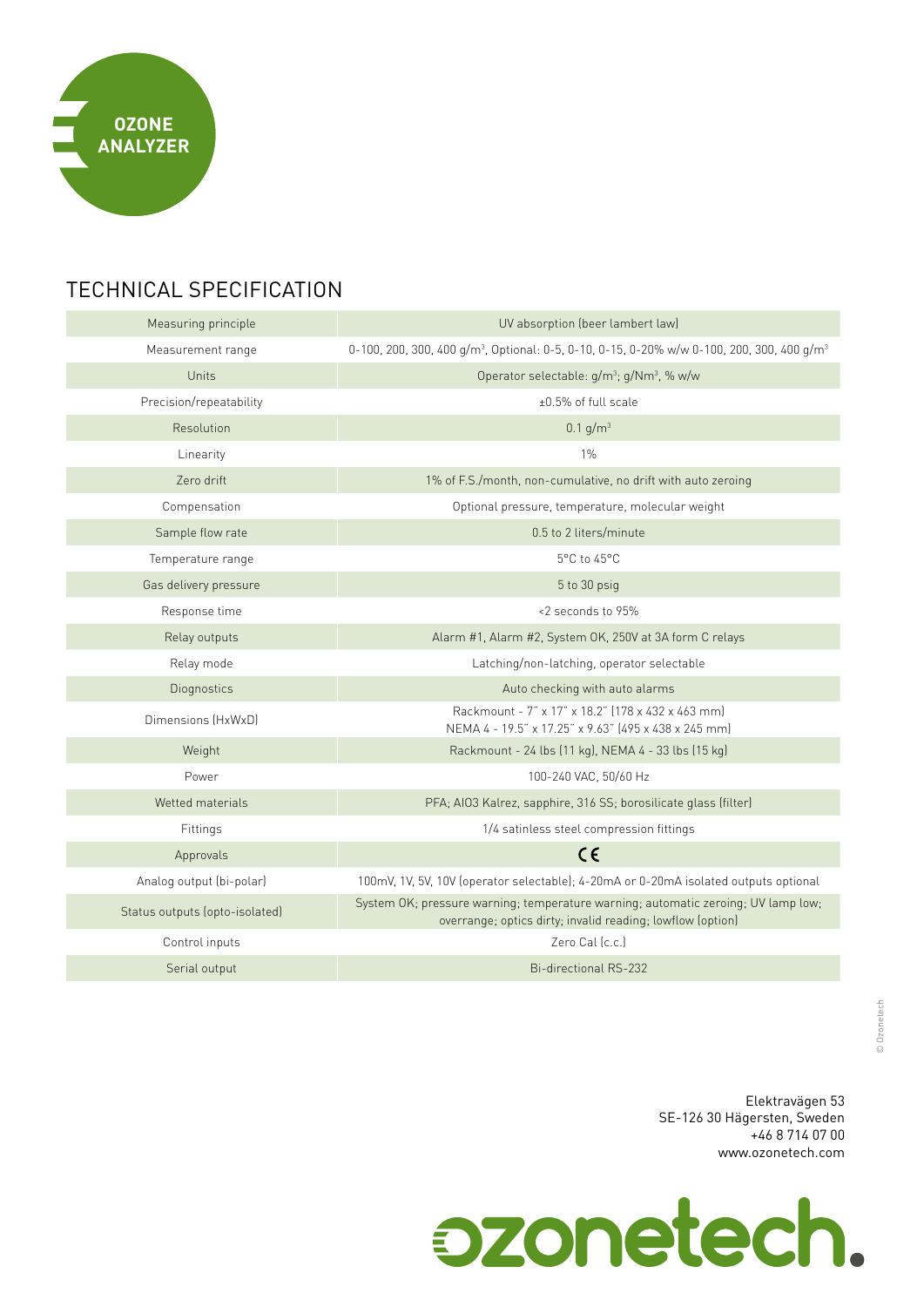OZONE ANALYZER

## TECHNICAL SPECIFICATION

| | |
|---|---|
| Measuring principle | UV absorption (beer lambert law) |
| Measurement range | 0-100, 200, 300, 400 g/m³, Optional: 0-5, 0-10, 0-15, 0-20% w/w 0-100, 200, 300, 400 g/m³ |
| Units | Operator selectable: g/m³; g/Nm³, % w/w |
| Precision/repeatability | ±0.5% of full scale |
| Resolution | 0.1 g/m³ |
| Linearity | 1% |
| Zero drift | 1% of F.S./month, non-cumulative, no drift with auto zeroing |
| Compensation | Optional pressure, temperature, molecular weight |
| Sample flow rate | 0.5 to 2 liters/minute |
| Temperature range | 5°C to 45°C |
| Gas delivery pressure | 5 to 30 psig |
| Response time | <2 seconds to 95% |
| Relay outputs | Alarm #1, Alarm #2, System OK, 250V at 3A form C relays |
| Relay mode | Latching/non-latching, operator selectable |
| Diognostics | Auto checking with auto alarms |
| Dimensions (HxWxD) | Rackmount - 7" x 17" x 18.2" (178 x 432 x 463 mm)<br>NEMA 4 - 19.5" x 17.25" x 9.63" (495 x 438 x 245 mm) |
| Weight | Rackmount - 24 lbs (11 kg), NEMA 4 - 33 lbs (15 kg) |
| Power | 100-240 VAC, 50/60 Hz |
| Wetted materials | PFA; AlO3 Kalrez, sapphire, 316 SS; borosilicate glass (filter) |
| Fittings | 1/4 satinless steel compression fittings |
| Approvals | CE |
| Analog output (bi-polar) | 100mV, 1V, 5V, 10V (operator selectable); 4-20mA or 0-20mA isolated outputs optional |
| Status outputs (opto-isolated) | System OK; pressure warning; temperature warning; automatic zeroing; UV lamp low; overrange; optics dirty; invalid reading; lowflow (option) |
| Control inputs | Zero Cal (c.c.) |
| Serial output | Bi-directional RS-232 |

© Ozonetech

Elektravägen 53
SE-126 30 Hägersten, Sweden
+46 8 714 07 00
www.ozonetech.com

ozonetech.